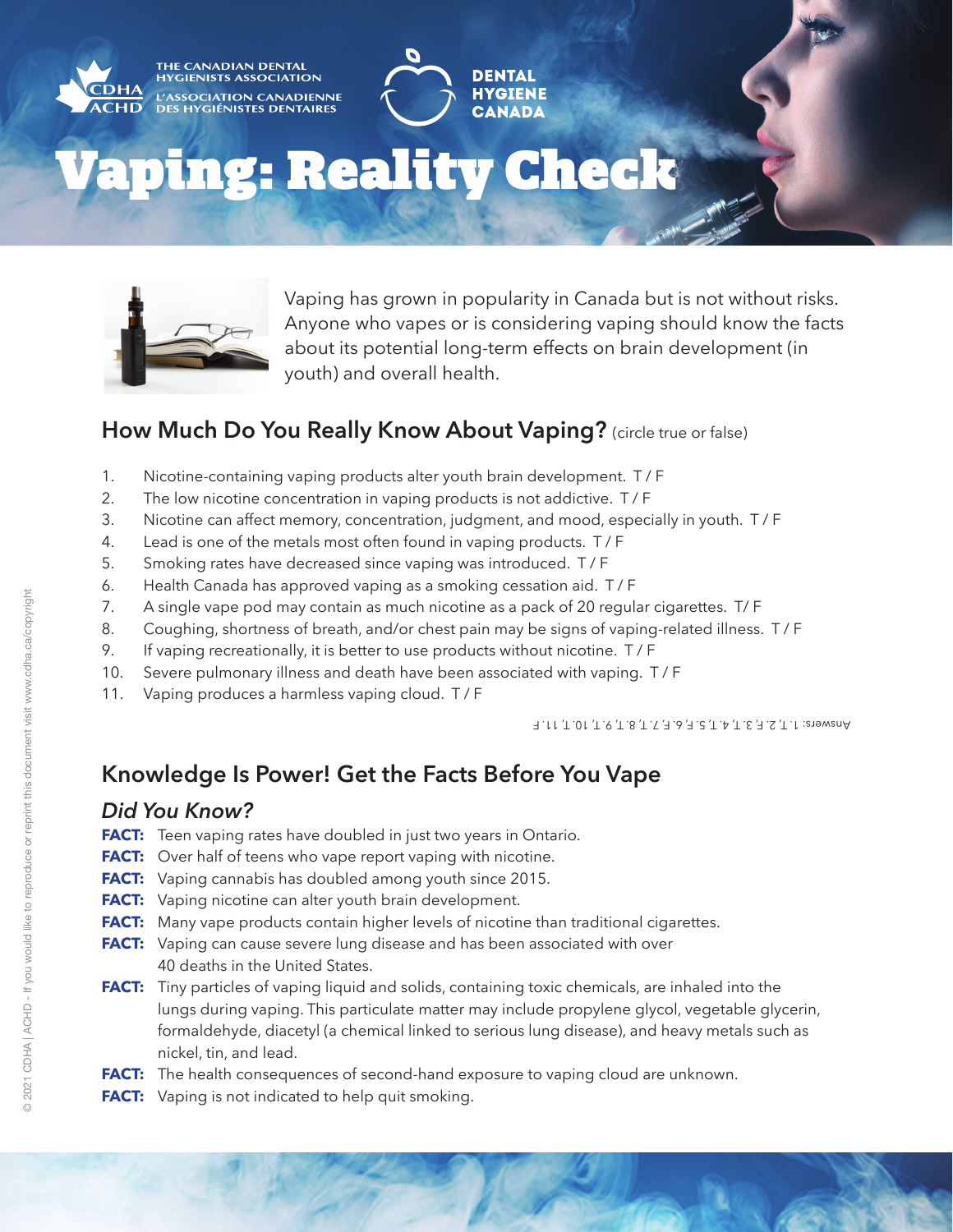THE CANADIAN DENTAL HYGIENISTS ASSOCIATION
L'ASSOCIATION CANADIENNE DES HYGIÉNISTES DENTAIRES

DENTAL HYGIENE CANADA

# Vaping: Reality Check

Vaping has grown in popularity in Canada but is not without risks. Anyone who vapes or is considering vaping should know the facts about its potential long-term effects on brain development (in youth) and overall health.

## How Much Do You Really Know About Vaping? (circle true or false)

1. Nicotine-containing vaping products alter youth brain development. T / F
2. The low nicotine concentration in vaping products is not addictive. T / F
3. Nicotine can affect memory, concentration, judgment, and mood, especially in youth. T / F
4. Lead is one of the metals most often found in vaping products. T / F
5. Smoking rates have decreased since vaping was introduced. T / F
6. Health Canada has approved vaping as a smoking cessation aid. T / F
7. A single vape pod may contain as much nicotine as a pack of 20 regular cigarettes. T/ F
8. Coughing, shortness of breath, and/or chest pain may be signs of vaping-related illness. T / F
9. If vaping recreationally, it is better to use products without nicotine. T / F
10. Severe pulmonary illness and death have been associated with vaping. T / F
11. Vaping produces a harmless vaping cloud. T / F

Answers: 1.T, 2.F, 3.T, 4.T, 5.T, 6.F, 7.T, 8.T, 9.T, 10.T, 11.F

## Knowledge Is Power! Get the Facts Before You Vape

### *Did You Know?*

**FACT:** Teen vaping rates have doubled in just two years in Ontario.

**FACT:** Over half of teens who vape report vaping with nicotine.

**FACT:** Vaping cannabis has doubled among youth since 2015.

**FACT:** Vaping nicotine can alter youth brain development.

**FACT:** Many vape products contain higher levels of nicotine than traditional cigarettes.

**FACT:** Vaping can cause severe lung disease and has been associated with over 40 deaths in the United States.

**FACT:** Tiny particles of vaping liquid and solids, containing toxic chemicals, are inhaled into the lungs during vaping. This particulate matter may include propylene glycol, vegetable glycerin, formaldehyde, diacetyl (a chemical linked to serious lung disease), and heavy metals such as nickel, tin, and lead.

**FACT:** The health consequences of second-hand exposure to vaping cloud are unknown.

**FACT:** Vaping is not indicated to help quit smoking.

© 2021 CDHA | ACHD - If you would like to reproduce or reprint this document visit www.cdha.ca/copyright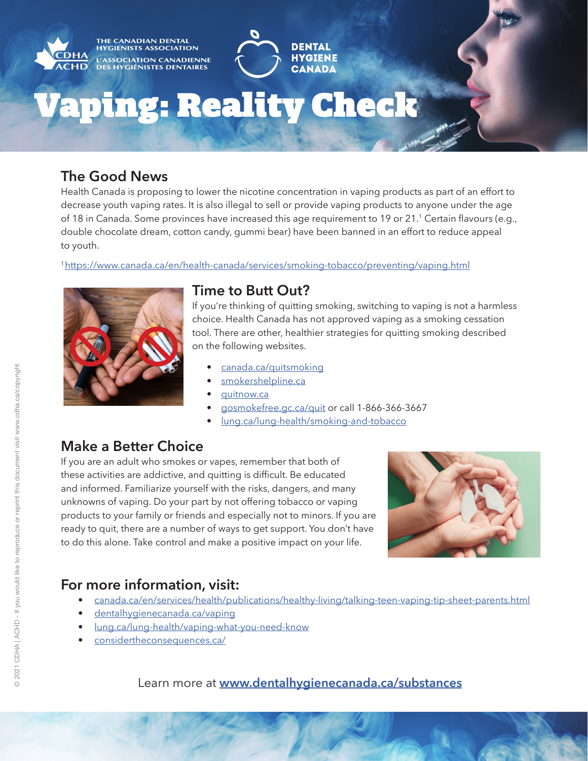THE CANADIAN DENTAL HYGIENISTS ASSOCIATION
L'ASSOCIATION CANADIENNE DES HYGIÉNISTES DENTAIRES

DENTAL HYGIENE CANADA

# Vaping: Reality Check

## The Good News

Health Canada is proposing to lower the nicotine concentration in vaping products as part of an effort to decrease youth vaping rates. It is also illegal to sell or provide vaping products to anyone under the age of 18 in Canada. Some provinces have increased this age requirement to 19 or 21.[1] Certain flavours (e.g., double chocolate dream, cotton candy, gummi bear) have been banned in an effort to reduce appeal to youth.

[1] https://www.canada.ca/en/health-canada/services/smoking-tobacco/preventing/vaping.html

## Time to Butt Out?

If you're thinking of quitting smoking, switching to vaping is not a harmless choice. Health Canada has not approved vaping as a smoking cessation tool. There are other, healthier strategies for quitting smoking described on the following websites.

- canada.ca/quitsmoking
- smokershelpline.ca
- quitnow.ca
- gosmokefree.gc.ca/quit or call 1-866-366-3667
- lung.ca/lung-health/smoking-and-tobacco

## Make a Better Choice

If you are an adult who smokes or vapes, remember that both of these activities are addictive, and quitting is difficult. Be educated and informed. Familiarize yourself with the risks, dangers, and many unknowns of vaping. Do your part by not offering tobacco or vaping products to your family or friends and especially not to minors. If you are ready to quit, there are a number of ways to get support. You don't have to do this alone. Take control and make a positive impact on your life.

## For more information, visit:

- canada.ca/en/services/health/publications/healthy-living/talking-teen-vaping-tip-sheet-parents.html
- dentalhygienecanada.ca/vaping
- lung.ca/lung-health/vaping-what-you-need-know
- considertheconsequences.ca/

Learn more at **www.dentalhygienecanada.ca/substances**

© 2021 CDHA | ACHD - If you would like to reproduce or reprint this document visit www.cdha.ca/copyright